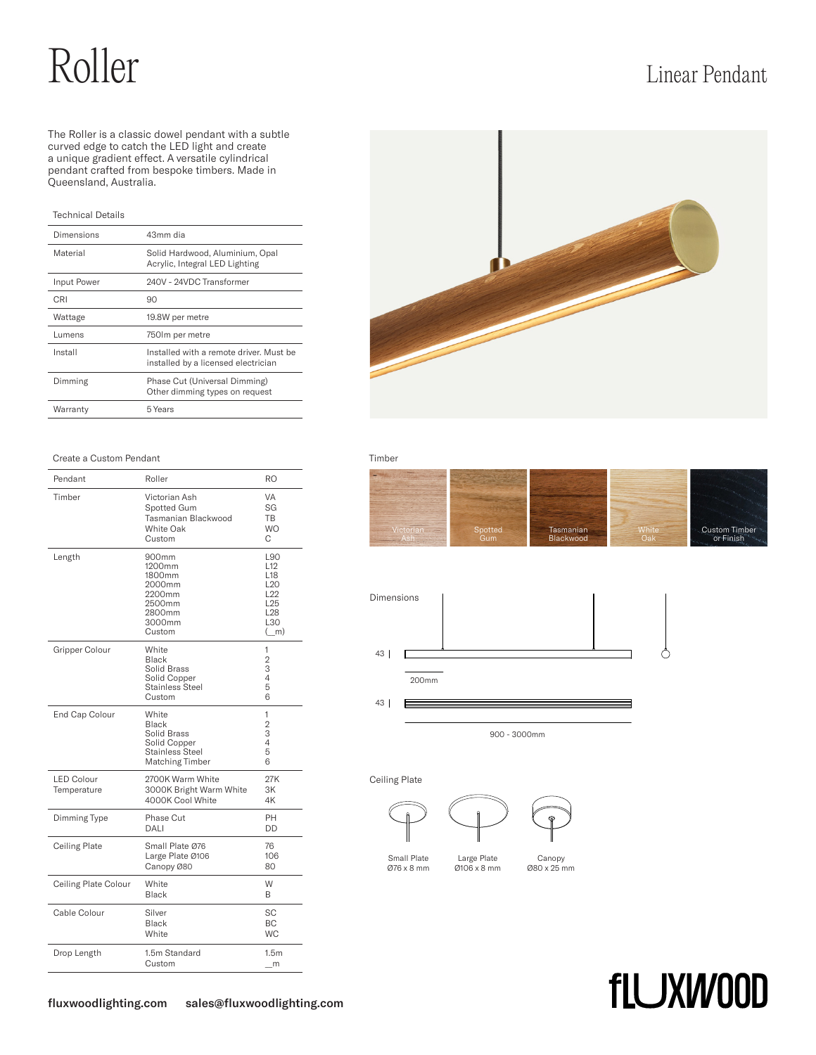# Roller

## Linear Pendant

The Roller is a classic dowel pendant with a subtle curved edge to catch the LED light and create a unique gradient effect. A versatile cylindrical pendant crafted from bespoke timbers. Made in Queensland, Australia.

### Technical Details

| | |
|---|---|
| Dimensions | 43mm dia |
| Material | Solid Hardwood, Aluminium, Opal Acrylic, Integral LED Lighting |
| Input Power | 240V - 24VDC Transformer |
| CRI | 90 |
| Wattage | 19.8W per metre |
| Lumens | 750lm per metre |
| Install | Installed with a remote driver. Must be installed by a licensed electrician |
| Dimming | Phase Cut (Universal Dimming)<br>Other dimming types on request |
| Warranty | 5 Years |

### Create a Custom Pendant

| | | |
|---|---|---|
| Pendant | Roller | RO |
| Timber | Victorian Ash<br>Spotted Gum<br>Tasmanian Blackwood<br>White Oak<br>Custom | VA<br>SG<br>TB<br>WO<br>C |
| Length | 900mm<br>1200mm<br>1800mm<br>2000mm<br>2200mm<br>2500mm<br>2800mm<br>3000mm<br>Custom | L90<br>L12<br>L18<br>L20<br>L22<br>L25<br>L28<br>L30<br>(_m) |
| Gripper Colour | White<br>Black<br>Solid Brass<br>Solid Copper<br>Stainless Steel<br>Custom | 1<br>2<br>3<br>4<br>5<br>6 |
| End Cap Colour | White<br>Black<br>Solid Brass<br>Solid Copper<br>Stainless Steel<br>Matching Timber | 1<br>2<br>3<br>4<br>5<br>6 |
| LED Colour Temperature | 2700K Warm White<br>3000K Bright Warm White<br>4000K Cool White | 27K<br>3K<br>4K |
| Dimming Type | Phase Cut<br>DALI | PH<br>DD |
| Ceiling Plate | Small Plate Ø76<br>Large Plate Ø106<br>Canopy Ø80 | 76<br>106<br>80 |
| Ceiling Plate Colour | White<br>Black | W<br>B |
| Cable Colour | Silver<br>Black<br>White | SC<br>BC<br>WC |
| Drop Length | 1.5m Standard<br>Custom | 1.5m<br>_m |

### Timber

Victorian Ash | Spotted Gum | Tasmanian Blackwood | White Oak | Custom Timber or Finish

### Dimensions

43 | 200mm | 43 | 900 - 3000mm

### Ceiling Plate

Small Plate Ø76 x 8 mm | Large Plate Ø106 x 8 mm | Canopy Ø80 x 25 mm

fluxwoodlighting.com sales@fluxwoodlighting.com

fLUXWOOD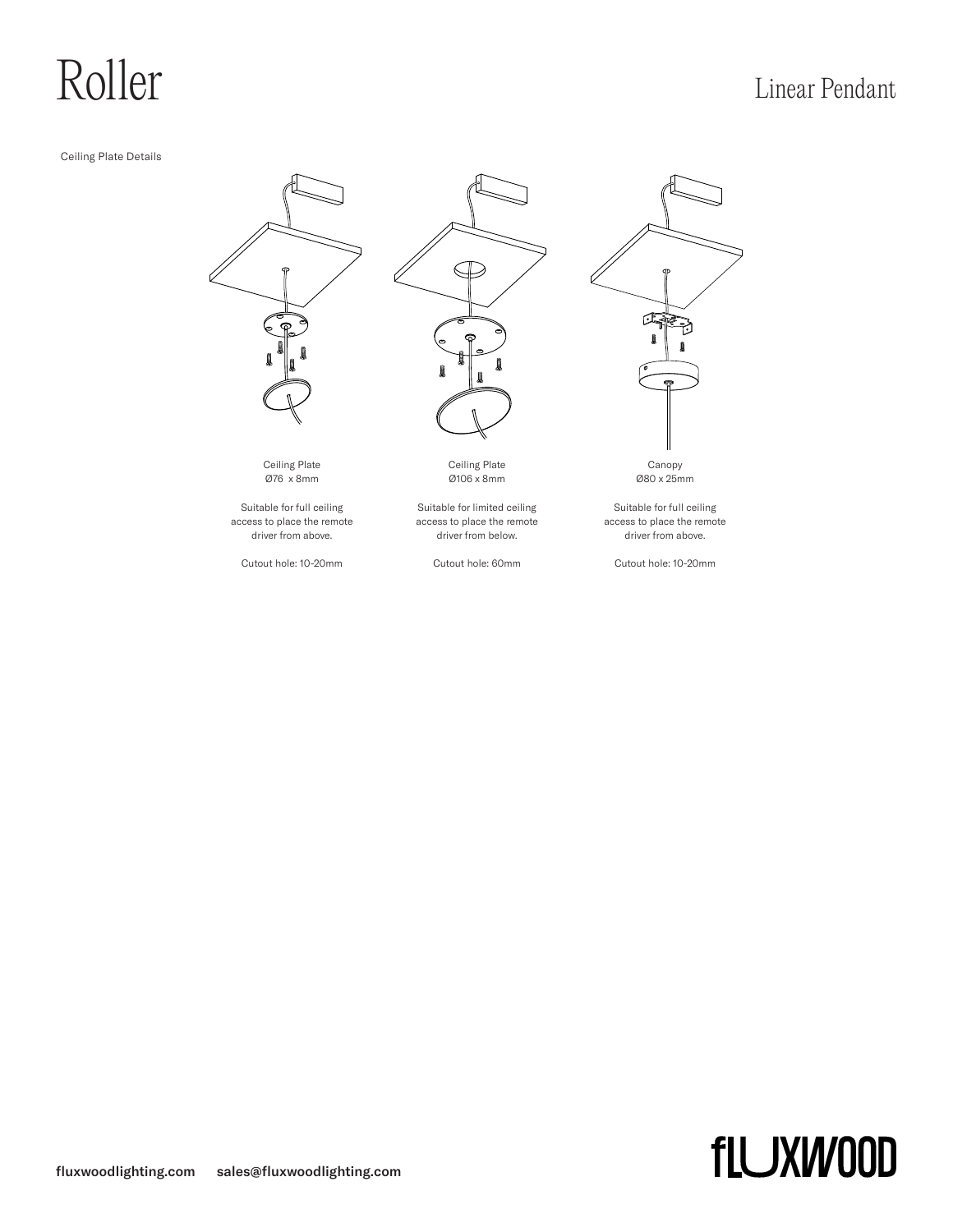# Roller

## Linear Pendant

Ceiling Plate Details

Ceiling Plate
Ø76 x 8mm

Suitable for full ceiling access to place the remote driver from above.

Cutout hole: 10-20mm

Ceiling Plate
Ø106 x 8mm

Suitable for limited ceiling access to place the remote driver from below.

Cutout hole: 60mm

Canopy
Ø80 x 25mm

Suitable for full ceiling access to place the remote driver from above.

Cutout hole: 10-20mm

fluxwoodlighting.com sales@fluxwoodlighting.com